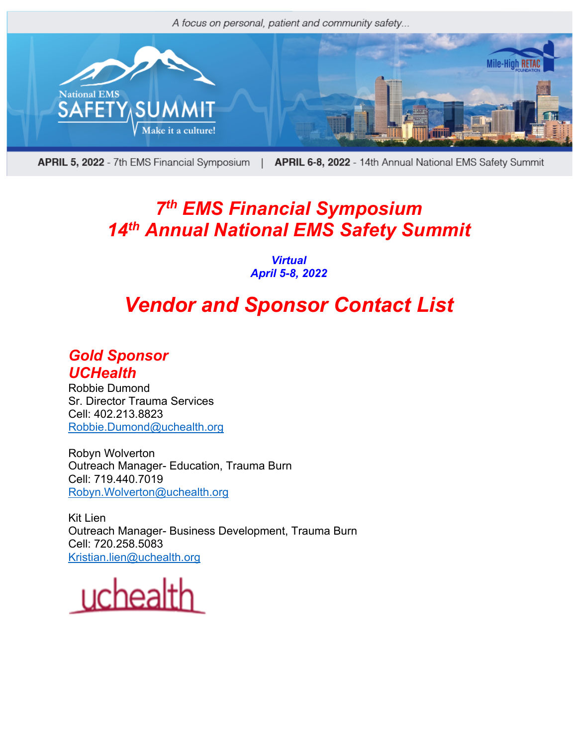A focus on personal, patient and community safety...

National EMS SAFETY SUMMIT Make it a culture!

Mile-High RETAC FOUNDATION

**APRIL 5, 2022** - 7th EMS Financial Symposium | **APRIL 6-8, 2022** - 14th Annual National EMS Safety Summit

# 7th EMS Financial Symposium
# 14th Annual National EMS Safety Summit

***Virtual***
***April 5-8, 2022***

# *Vendor and Sponsor Contact List*

## *Gold Sponsor*
## *UCHealth*

Robbie Dumond
Sr. Director Trauma Services
Cell: 402.213.8823
Robbie.Dumond@uchealth.org

Robyn Wolverton
Outreach Manager- Education, Trauma Burn
Cell: 719.440.7019
Robyn.Wolverton@uchealth.org

Kit Lien
Outreach Manager- Business Development, Trauma Burn
Cell: 720.258.5083
Kristian.lien@uchealth.org

uchealth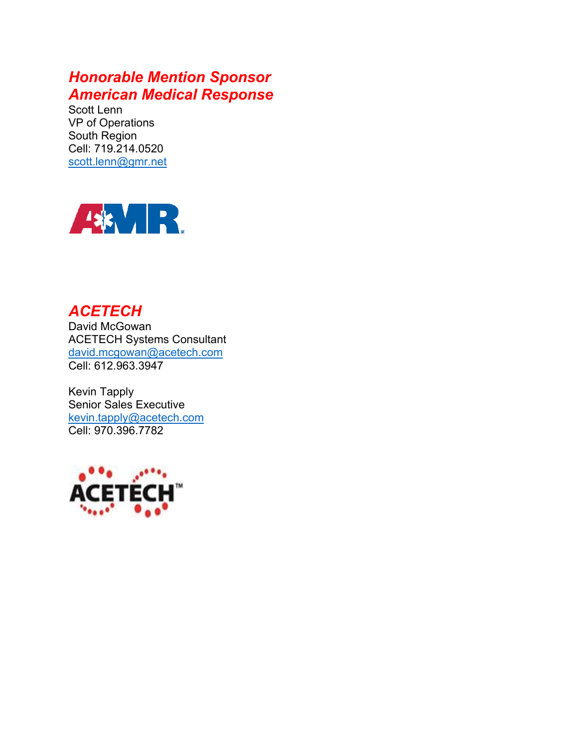## *Honorable Mention Sponsor*
## *American Medical Response*

Scott Lenn
VP of Operations
South Region
Cell: 719.214.0520
scott.lenn@gmr.net

## *ACETECH*

David McGowan
ACETECH Systems Consultant
david.mcgowan@acetech.com
Cell: 612.963.3947

Kevin Tapply
Senior Sales Executive
kevin.tapply@acetech.com
Cell: 970.396.7782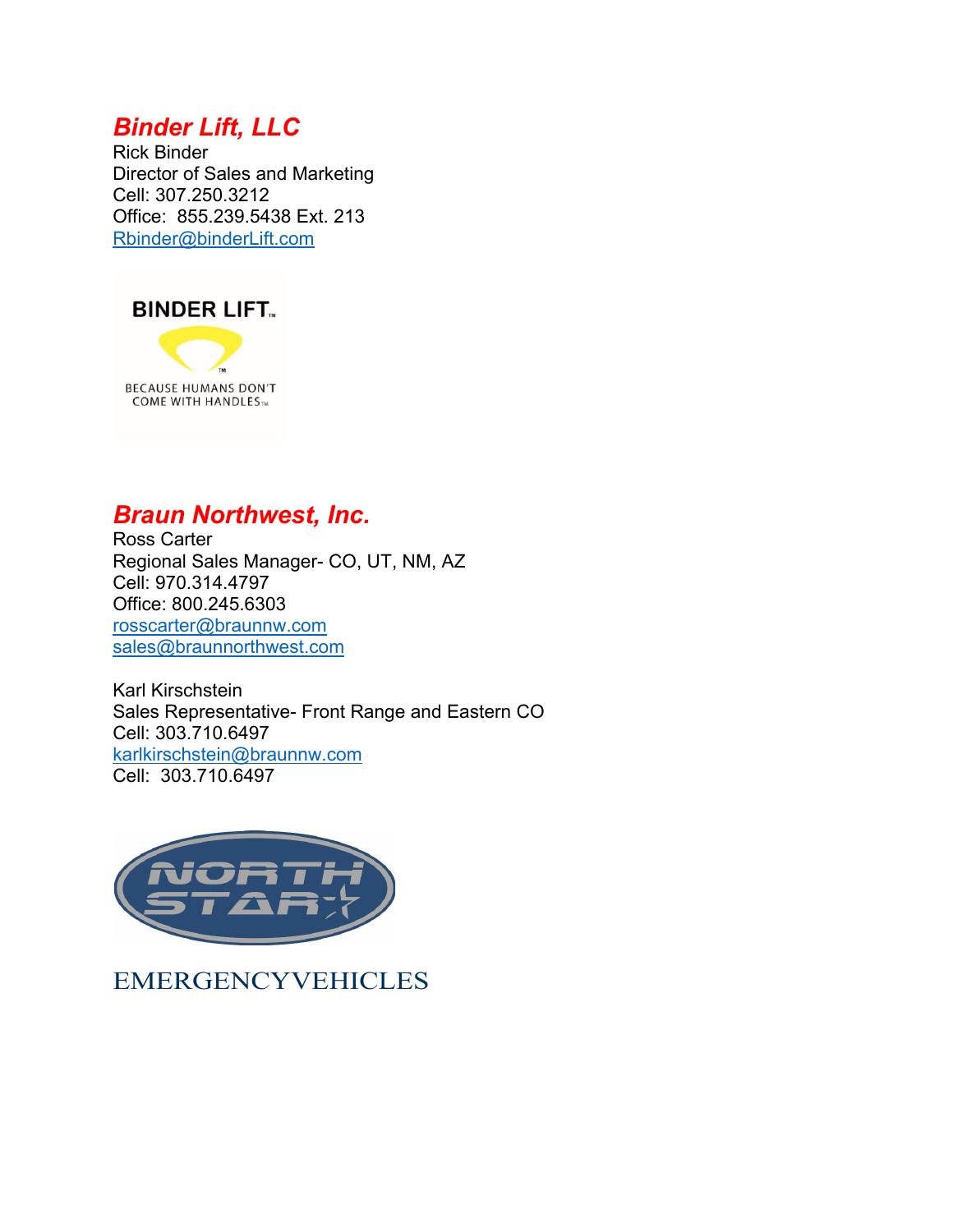## *Binder Lift, LLC*

Rick Binder
Director of Sales and Marketing
Cell: 307.250.3212
Office: 855.239.5438 Ext. 213
Rbinder@binderLift.com

BINDER LIFT™

BECAUSE HUMANS DON'T COME WITH HANDLES™

## *Braun Northwest, Inc.*

Ross Carter
Regional Sales Manager- CO, UT, NM, AZ
Cell: 970.314.4797
Office: 800.245.6303
rosscarter@braunnw.com
sales@braunnorthwest.com

Karl Kirschstein
Sales Representative- Front Range and Eastern CO
Cell: 303.710.6497
karlkirschstein@braunnw.com
Cell: 303.710.6497

NORTH STAR

EMERGENCYVEHICLES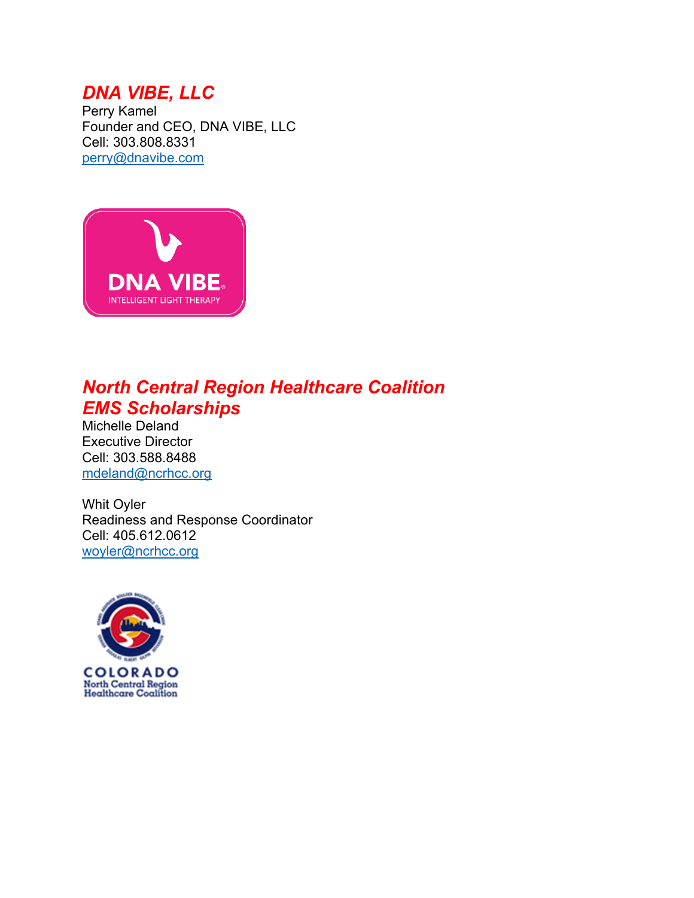## *DNA VIBE, LLC*

Perry Kamel
Founder and CEO, DNA VIBE, LLC
Cell: 303.808.8331
perry@dnavibe.com

## *North Central Region Healthcare Coalition EMS Scholarships*

Michelle Deland
Executive Director
Cell: 303.588.8488
mdeland@ncrhcc.org

Whit Oyler
Readiness and Response Coordinator
Cell: 405.612.0612
woyler@ncrhcc.org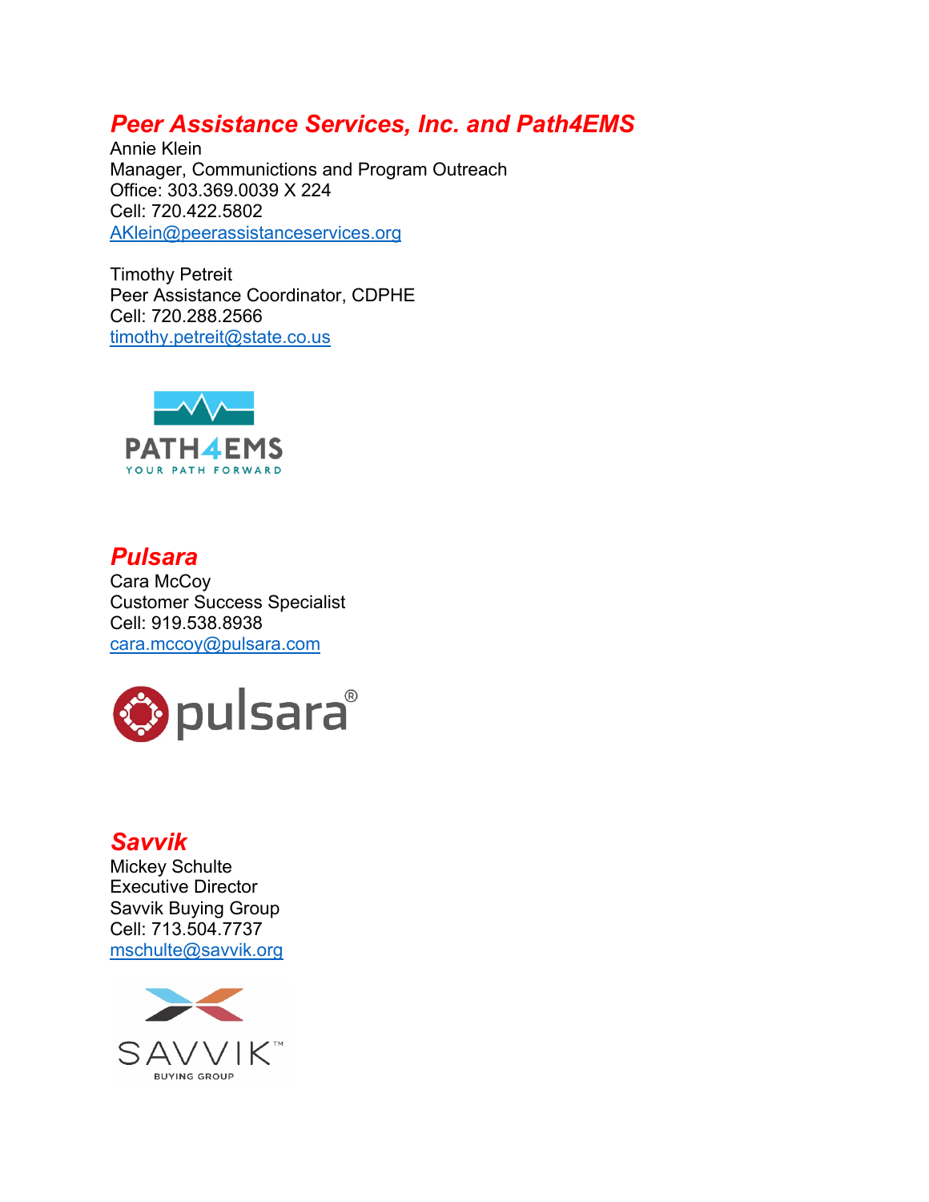## ***Peer Assistance Services, Inc. and Path4EMS***

Annie Klein
Manager, Communictions and Program Outreach
Office: 303.369.0039 X 224
Cell: 720.422.5802
AKlein@peerassistanceservices.org

Timothy Petreit
Peer Assistance Coordinator, CDPHE
Cell: 720.288.2566
timothy.petreit@state.co.us

## ***Pulsara***

Cara McCoy
Customer Success Specialist
Cell: 919.538.8938
cara.mccoy@pulsara.com

## ***Savvik***

Mickey Schulte
Executive Director
Savvik Buying Group
Cell: 713.504.7737
mschulte@savvik.org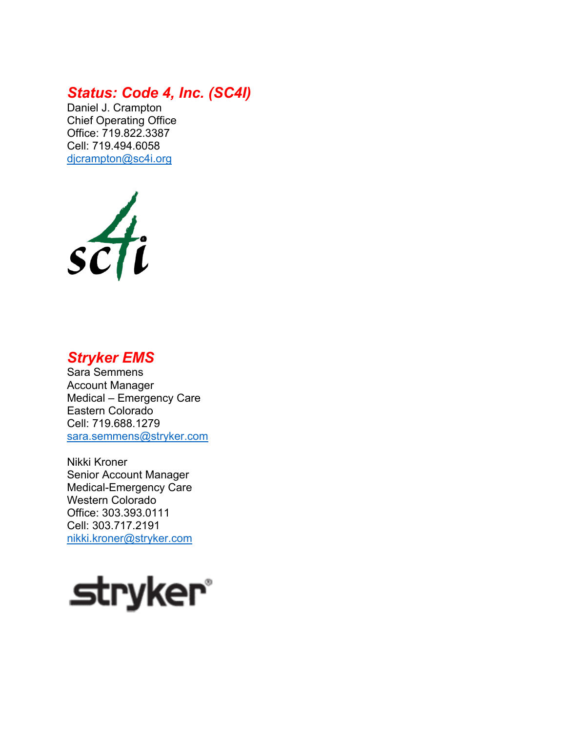## *Status: Code 4, Inc. (SC4I)*

Daniel J. Crampton
Chief Operating Office
Office: 719.822.3387
Cell: 719.494.6058
djcrampton@sc4i.org

## *Stryker EMS*

Sara Semmens
Account Manager
Medical – Emergency Care
Eastern Colorado
Cell: 719.688.1279
sara.semmens@stryker.com

Nikki Kroner
Senior Account Manager
Medical-Emergency Care
Western Colorado
Office: 303.393.0111
Cell: 303.717.2191
nikki.kroner@stryker.com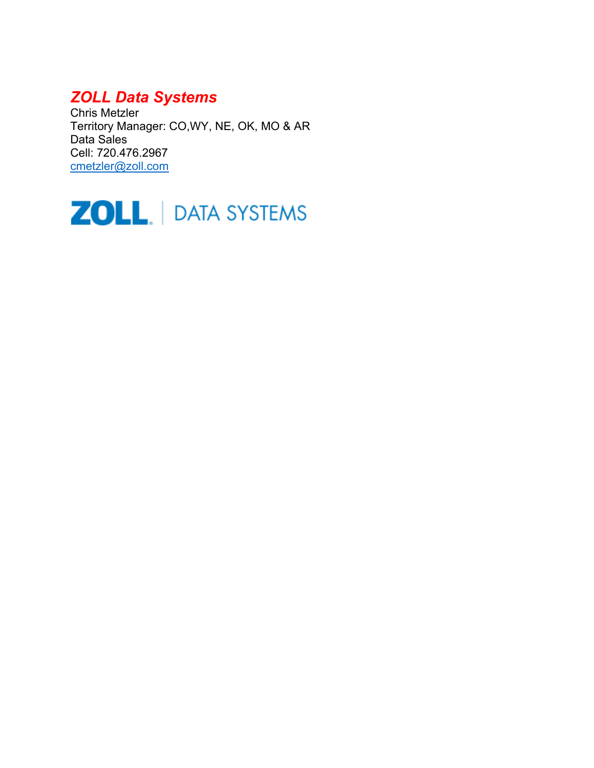***ZOLL Data Systems***

Chris Metzler
Territory Manager: CO,WY, NE, OK, MO & AR
Data Sales
Cell: 720.476.2967
cmetzler@zoll.com

ZOLL | DATA SYSTEMS